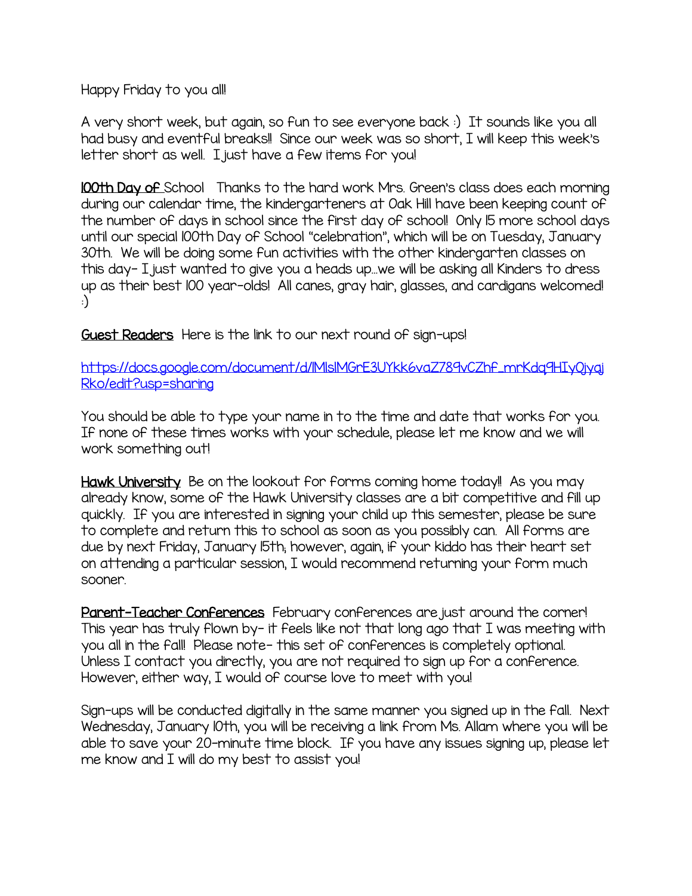Happy Friday to you all!

A very short week, but again, so fun to see everyone back :) It sounds like you all had busy and eventful breaks!! Since our week was so short, I will keep this week's letter short as well. I just have a few items for you!

**100th Day of School** Thanks to the hard work Mrs. Green's class does each morning during our calendar time, the kindergarteners at Oak Hill have been keeping count of the number of days in school since the first day of school! Only 15 more school days until our special 100th Day of School "celebration", which will be on Tuesday, January 30th. We will be doing some fun activities with the other kindergarten classes on this day- I just wanted to give you a heads up...we will be asking all Kinders to dress up as their best 100 year-olds! All canes, gray hair, glasses, and cardigans welcomed! :)

**Guest Readers** Here is the link to our next round of sign-ups!

https://docs.google.com/document/d/1MlslMGrE3UYkk6vaZ789vCZhf_mrKdq9HIyQjyajRko/edit?usp=sharing

You should be able to type your name in to the time and date that works for you. If none of these times works with your schedule, please let me know and we will work something out!

**Hawk University** Be on the lookout for forms coming home today!! As you may already know, some of the Hawk University classes are a bit competitive and fill up quickly. If you are interested in signing your child up this semester, please be sure to complete and return this to school as soon as you possibly can. All forms are due by next Friday, January 15th; however, again, if your kiddo has their heart set on attending a particular session, I would recommend returning your form much sooner.

**Parent-Teacher Conferences** February conferences are just around the corner! This year has truly flown by- it feels like not that long ago that I was meeting with you all in the fall! Please note- this set of conferences is completely optional. Unless I contact you directly, you are not required to sign up for a conference. However, either way, I would of course love to meet with you!

Sign-ups will be conducted digitally in the same manner you signed up in the fall. Next Wednesday, January 10th, you will be receiving a link from Ms. Allam where you will be able to save your 20-minute time block. If you have any issues signing up, please let me know and I will do my best to assist you!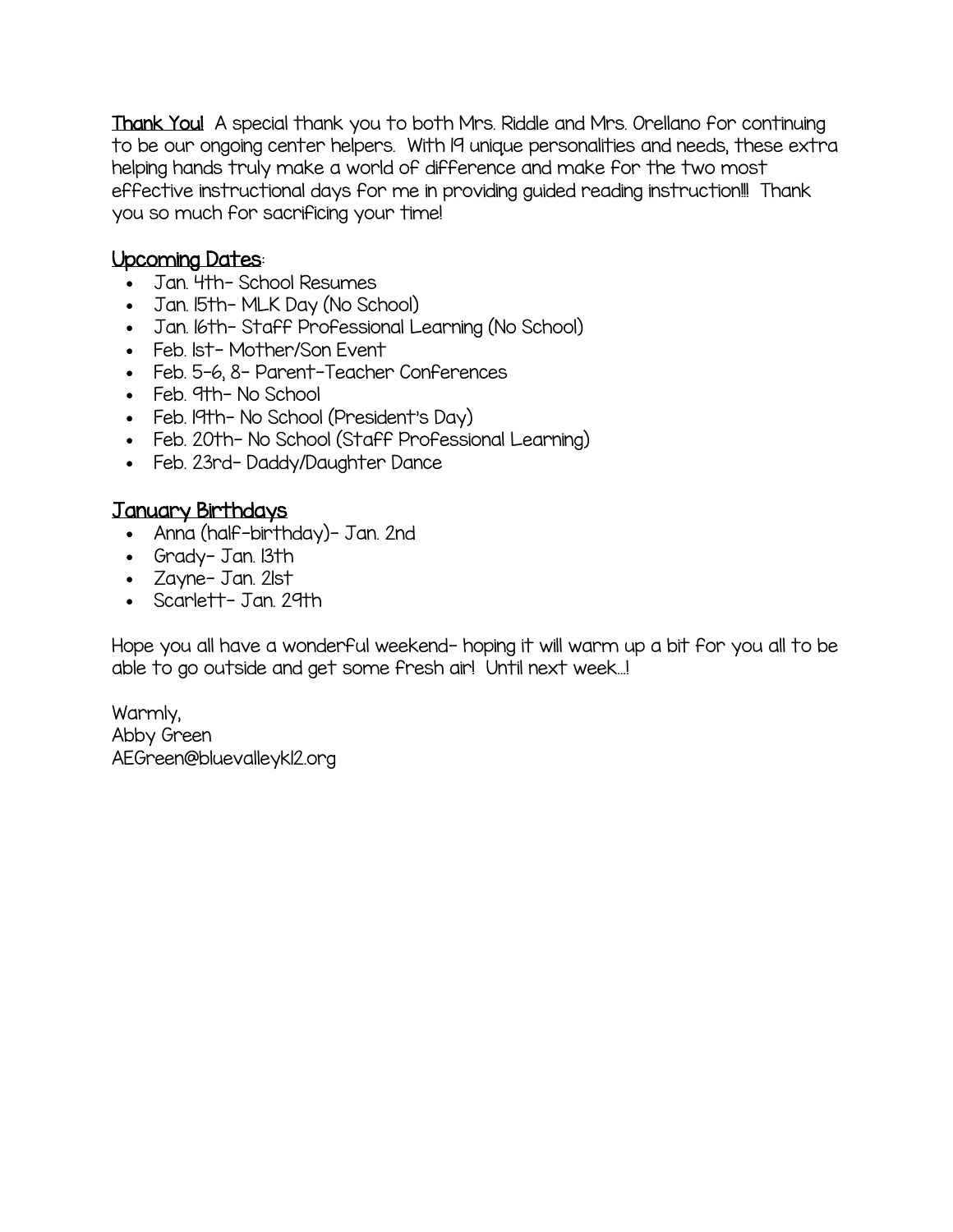**Thank You!** A special thank you to both Mrs. Riddle and Mrs. Orellano for continuing to be our ongoing center helpers. With 19 unique personalities and needs, these extra helping hands truly make a world of difference and make for the two most effective instructional days for me in providing guided reading instruction!!! Thank you so much for sacrificing your time!

**Upcoming Dates**:

- Jan. 4th- School Resumes
- Jan. 15th- MLK Day (No School)
- Jan. 16th- Staff Professional Learning (No School)
- Feb. 1st- Mother/Son Event
- Feb. 5-6, 8- Parent-Teacher Conferences
- Feb. 9th- No School
- Feb. 19th- No School (President's Day)
- Feb. 20th- No School (Staff Professional Learning)
- Feb. 23rd- Daddy/Daughter Dance

**January Birthdays**

- Anna (half-birthday)- Jan. 2nd
- Grady- Jan. 13th
- Zayne- Jan. 21st
- Scarlett- Jan. 29th

Hope you all have a wonderful weekend- hoping it will warm up a bit for you all to be able to go outside and get some fresh air! Until next week...!

Warmly,
Abby Green
AEGreen@bluevalleyk12.org